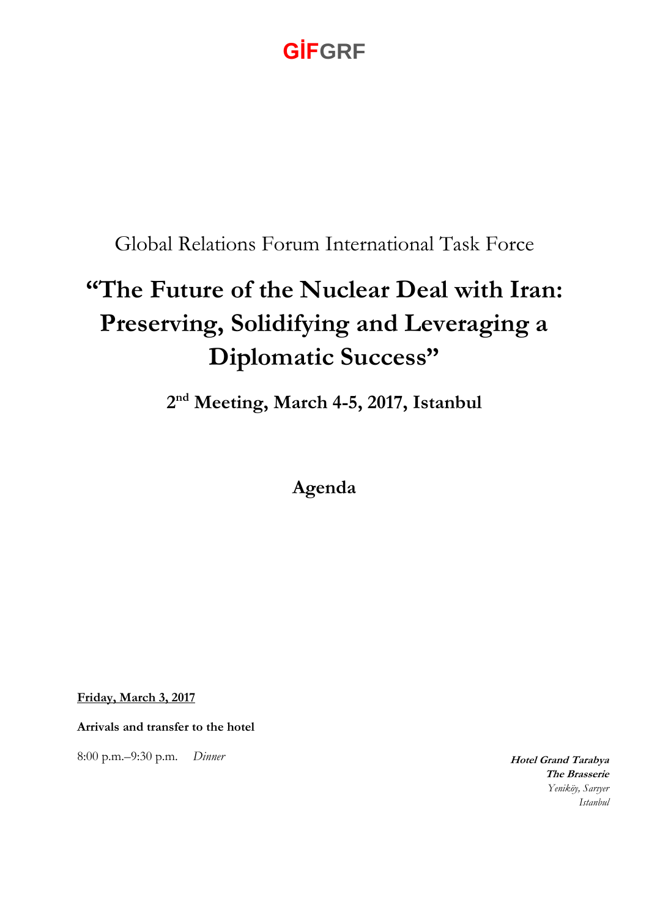GİFGRF

Global Relations Forum International Task Force

# "The Future of the Nuclear Deal with Iran: Preserving, Solidifying and Leveraging a Diplomatic Success"

## 2nd Meeting, March 4-5, 2017, Istanbul

## Agenda

**Friday, March 3, 2017**

**Arrivals and transfer to the hotel**

8:00 p.m.–9:30 p.m. *Dinner*

***Hotel Grand Tarabya***
***The Brasserie***
*Yeniköy, Sarıyer*
*Istanbul*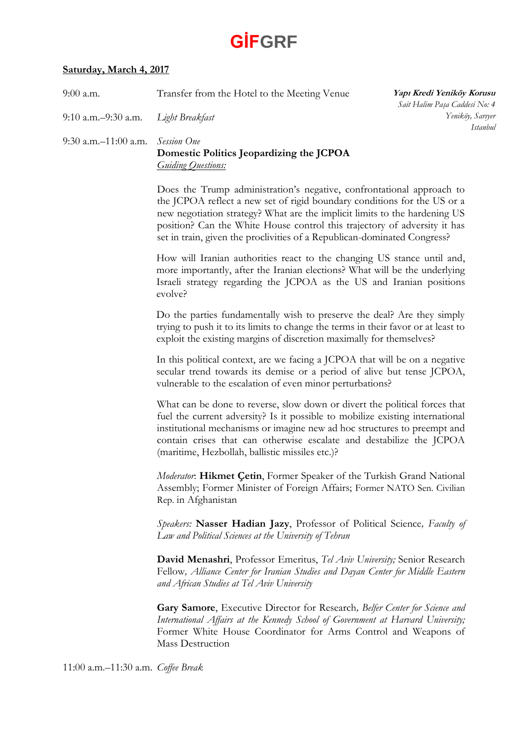# GİFGRF

**Saturday, March 4, 2017**

**Yapı Kredi Yeniköy Korusu**
*Sait Halim Paşa Caddesi No: 4*
*Yeniköy, Sarıyer*
*Istanbul*

9:00 a.m. Transfer from the Hotel to the Meeting Venue

9:10 a.m.–9:30 a.m. *Light Breakfast*

9:30 a.m.–11:00 a.m. *Session One*

**Domestic Politics Jeopardizing the JCPOA**

*Guiding Questions:*

Does the Trump administration's negative, confrontational approach to the JCPOA reflect a new set of rigid boundary conditions for the US or a new negotiation strategy? What are the implicit limits to the hardening US position? Can the White House control this trajectory of adversity it has set in train, given the proclivities of a Republican-dominated Congress?

How will Iranian authorities react to the changing US stance until and, more importantly, after the Iranian elections? What will be the underlying Israeli strategy regarding the JCPOA as the US and Iranian positions evolve?

Do the parties fundamentally wish to preserve the deal? Are they simply trying to push it to its limits to change the terms in their favor or at least to exploit the existing margins of discretion maximally for themselves?

In this political context, are we facing a JCPOA that will be on a negative secular trend towards its demise or a period of alive but tense JCPOA, vulnerable to the escalation of even minor perturbations?

What can be done to reverse, slow down or divert the political forces that fuel the current adversity? Is it possible to mobilize existing international institutional mechanisms or imagine new ad hoc structures to preempt and contain crises that can otherwise escalate and destabilize the JCPOA (maritime, Hezbollah, ballistic missiles etc.)?

*Moderator*: **Hikmet Çetin**, Former Speaker of the Turkish Grand National Assembly; Former Minister of Foreign Affairs; Former NATO Sen. Civilian Rep. in Afghanistan

*Speakers:* **Nasser Hadian Jazy**, Professor of Political Science*, Faculty of Law and Political Sciences at the University of Tehran*

**David Menashri**, Professor Emeritus, *Tel Aviv University;* Senior Research Fellow*, Alliance Center for Iranian Studies and Dayan Center for Middle Eastern and African Studies at Tel Aviv University*

**Gary Samore**, Executive Director for Research*, Belfer Center for Science and International Affairs at the Kennedy School of Government at Harvard University;* Former White House Coordinator for Arms Control and Weapons of Mass Destruction

11:00 a.m.–11:30 a.m. *Coffee Break*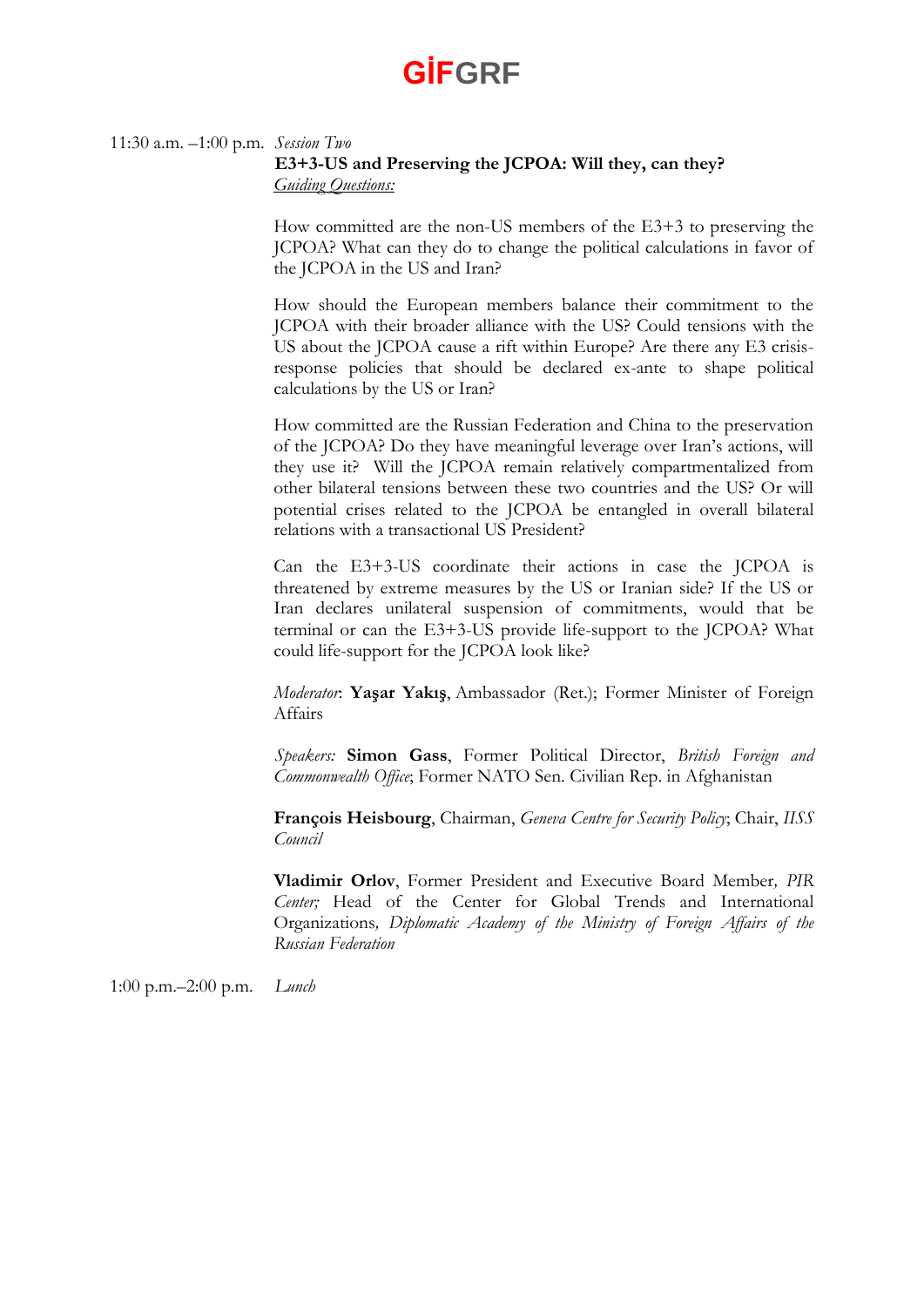11:30 a.m. –1:00 p.m. *Session Two*

**E3+3-US and Preserving the JCPOA: Will they, can they?**

*Guiding Questions:*

How committed are the non-US members of the E3+3 to preserving the JCPOA? What can they do to change the political calculations in favor of the JCPOA in the US and Iran?

How should the European members balance their commitment to the JCPOA with their broader alliance with the US? Could tensions with the US about the JCPOA cause a rift within Europe? Are there any E3 crisis-response policies that should be declared ex-ante to shape political calculations by the US or Iran?

How committed are the Russian Federation and China to the preservation of the JCPOA? Do they have meaningful leverage over Iran's actions, will they use it? Will the JCPOA remain relatively compartmentalized from other bilateral tensions between these two countries and the US? Or will potential crises related to the JCPOA be entangled in overall bilateral relations with a transactional US President?

Can the E3+3-US coordinate their actions in case the JCPOA is threatened by extreme measures by the US or Iranian side? If the US or Iran declares unilateral suspension of commitments, would that be terminal or can the E3+3-US provide life-support to the JCPOA? What could life-support for the JCPOA look like?

*Moderator*: **Yaşar Yakış**, Ambassador (Ret.); Former Minister of Foreign Affairs

*Speakers:* **Simon Gass**, Former Political Director, *British Foreign and Commonwealth Office*; Former NATO Sen. Civilian Rep. in Afghanistan

**François Heisbourg**, Chairman, *Geneva Centre for Security Policy*; Chair, *IISS Council*

**Vladimir Orlov**, Former President and Executive Board Member, *PIR Center;* Head of the Center for Global Trends and International Organizations, *Diplomatic Academy of the Ministry of Foreign Affairs of the Russian Federation*

1:00 p.m.–2:00 p.m. *Lunch*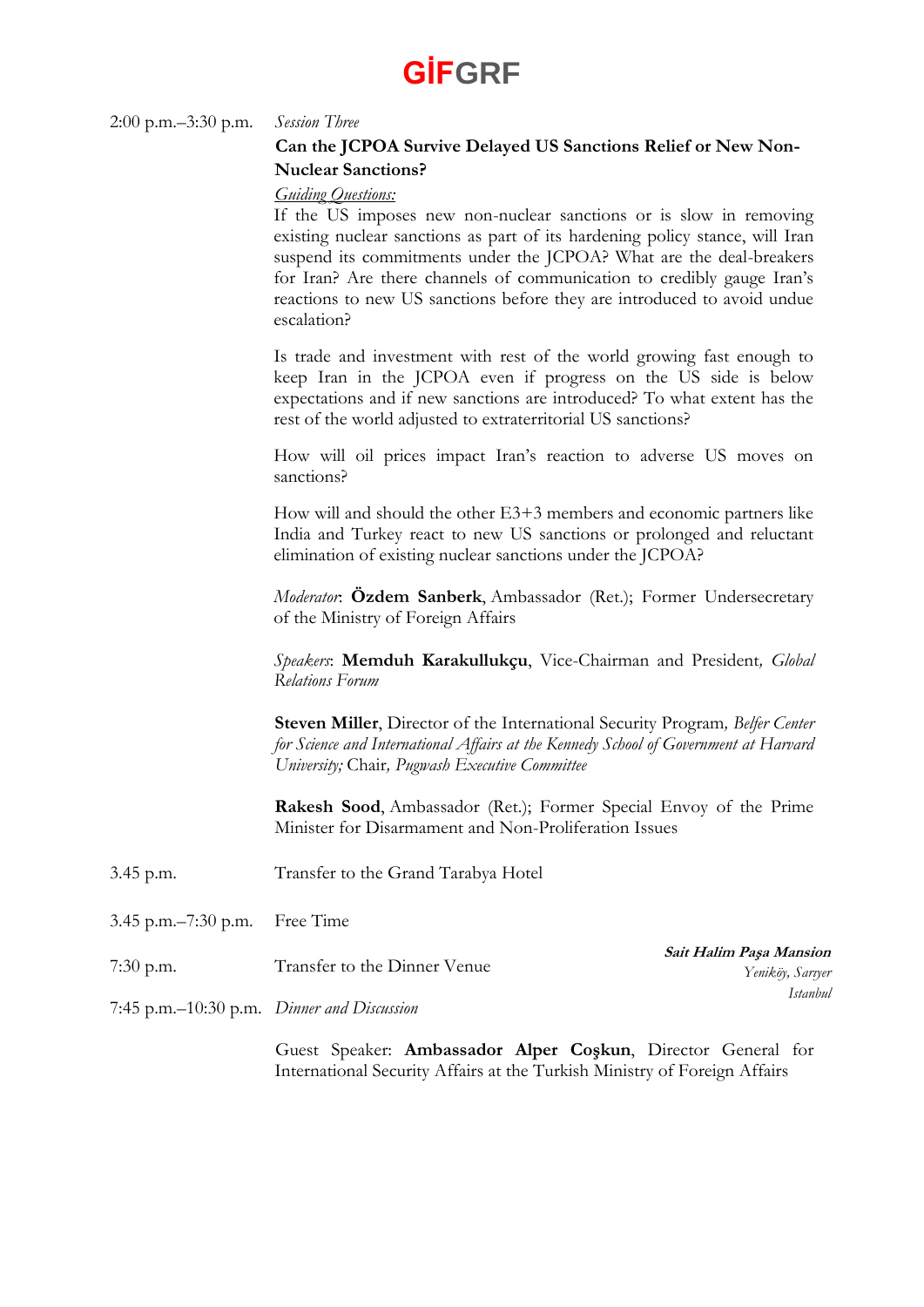**GİFGRF**

2:00 p.m.–3:30 p.m. *Session Three*

**Can the JCPOA Survive Delayed US Sanctions Relief or New Non-Nuclear Sanctions?**

*Guiding Questions:*

If the US imposes new non-nuclear sanctions or is slow in removing existing nuclear sanctions as part of its hardening policy stance, will Iran suspend its commitments under the JCPOA? What are the deal-breakers for Iran? Are there channels of communication to credibly gauge Iran's reactions to new US sanctions before they are introduced to avoid undue escalation?

Is trade and investment with rest of the world growing fast enough to keep Iran in the JCPOA even if progress on the US side is below expectations and if new sanctions are introduced? To what extent has the rest of the world adjusted to extraterritorial US sanctions?

How will oil prices impact Iran's reaction to adverse US moves on sanctions?

How will and should the other E3+3 members and economic partners like India and Turkey react to new US sanctions or prolonged and reluctant elimination of existing nuclear sanctions under the JCPOA?

*Moderator*: **Özdem Sanberk**, Ambassador (Ret.); Former Undersecretary of the Ministry of Foreign Affairs

*Speakers*: **Memduh Karakullukçu**, Vice-Chairman and President, *Global Relations Forum*

**Steven Miller**, Director of the International Security Program, *Belfer Center for Science and International Affairs at the Kennedy School of Government at Harvard University;* Chair, *Pugwash Executive Committee*

**Rakesh Sood**, Ambassador (Ret.); Former Special Envoy of the Prime Minister for Disarmament and Non-Proliferation Issues

3.45 p.m. Transfer to the Grand Tarabya Hotel

3.45 p.m.–7:30 p.m. Free Time

7:30 p.m. Transfer to the Dinner Venue

***Sait Halim Paşa Mansion***
*Yeniköy, Sarıyer*
*Istanbul*

7:45 p.m.–10:30 p.m. *Dinner and Discussion*

Guest Speaker: **Ambassador Alper Coşkun**, Director General for International Security Affairs at the Turkish Ministry of Foreign Affairs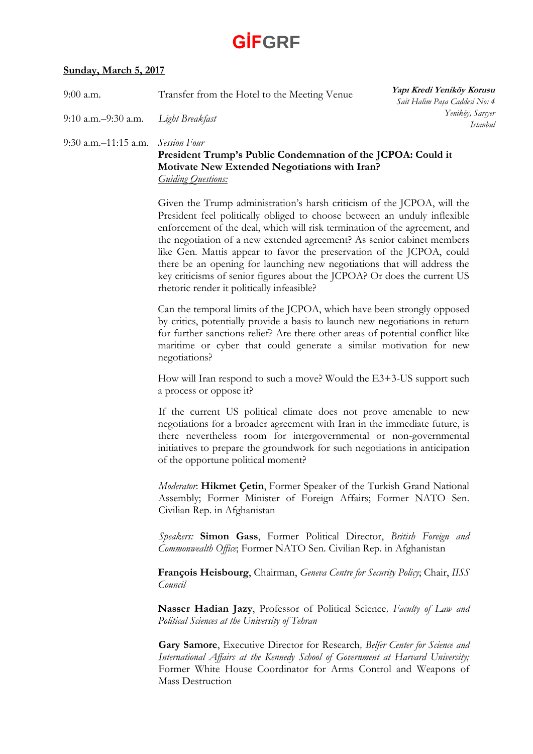**Sunday, March 5, 2017**

9:00 a.m. Transfer from the Hotel to the Meeting Venue

***Yapı Kredi Yeniköy Korusu***
*Sait Halim Paşa Caddesi No: 4*
*Yeniköy, Sarıyer*
*Istanbul*

9:10 a.m.–9:30 a.m. *Light Breakfast*

9:30 a.m.–11:15 a.m. *Session Four*

**President Trump's Public Condemnation of the JCPOA: Could it Motivate New Extended Negotiations with Iran?**

*Guiding Questions:*

Given the Trump administration's harsh criticism of the JCPOA, will the President feel politically obliged to choose between an unduly inflexible enforcement of the deal, which will risk termination of the agreement, and the negotiation of a new extended agreement? As senior cabinet members like Gen. Mattis appear to favor the preservation of the JCPOA, could there be an opening for launching new negotiations that will address the key criticisms of senior figures about the JCPOA? Or does the current US rhetoric render it politically infeasible?

Can the temporal limits of the JCPOA, which have been strongly opposed by critics, potentially provide a basis to launch new negotiations in return for further sanctions relief? Are there other areas of potential conflict like maritime or cyber that could generate a similar motivation for new negotiations?

How will Iran respond to such a move? Would the E3+3-US support such a process or oppose it?

If the current US political climate does not prove amenable to new negotiations for a broader agreement with Iran in the immediate future, is there nevertheless room for intergovernmental or non-governmental initiatives to prepare the groundwork for such negotiations in anticipation of the opportune political moment?

*Moderator*: **Hikmet Çetin**, Former Speaker of the Turkish Grand National Assembly; Former Minister of Foreign Affairs; Former NATO Sen. Civilian Rep. in Afghanistan

*Speakers:* **Simon Gass**, Former Political Director, *British Foreign and Commonwealth Office*; Former NATO Sen. Civilian Rep. in Afghanistan

**François Heisbourg**, Chairman, *Geneva Centre for Security Policy*; Chair, *IISS Council*

**Nasser Hadian Jazy**, Professor of Political Science, *Faculty of Law and Political Sciences at the University of Tehran*

**Gary Samore**, Executive Director for Research, *Belfer Center for Science and International Affairs at the Kennedy School of Government at Harvard University;* Former White House Coordinator for Arms Control and Weapons of Mass Destruction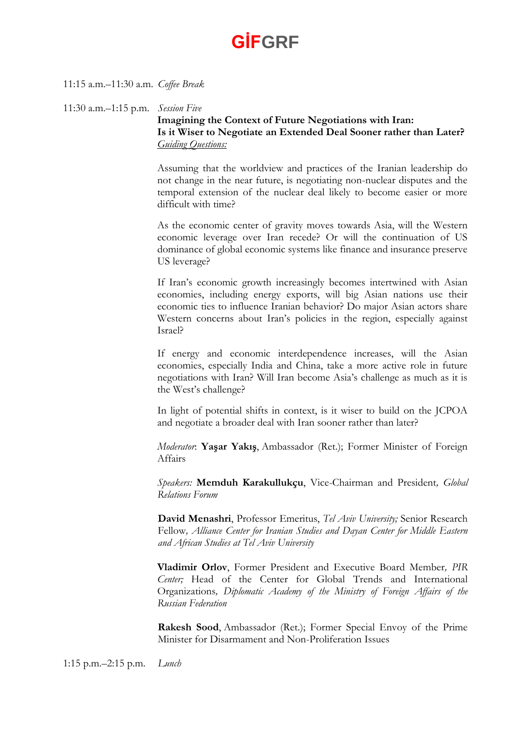11:15 a.m.–11:30 a.m. *Coffee Break*

11:30 a.m.–1:15 p.m. *Session Five*

**Imagining the Context of Future Negotiations with Iran:**
**Is it Wiser to Negotiate an Extended Deal Sooner rather than Later?**
*Guiding Questions:*

Assuming that the worldview and practices of the Iranian leadership do not change in the near future, is negotiating non-nuclear disputes and the temporal extension of the nuclear deal likely to become easier or more difficult with time?

As the economic center of gravity moves towards Asia, will the Western economic leverage over Iran recede? Or will the continuation of US dominance of global economic systems like finance and insurance preserve US leverage?

If Iran's economic growth increasingly becomes intertwined with Asian economies, including energy exports, will big Asian nations use their economic ties to influence Iranian behavior? Do major Asian actors share Western concerns about Iran's policies in the region, especially against Israel?

If energy and economic interdependence increases, will the Asian economies, especially India and China, take a more active role in future negotiations with Iran? Will Iran become Asia's challenge as much as it is the West's challenge?

In light of potential shifts in context, is it wiser to build on the JCPOA and negotiate a broader deal with Iran sooner rather than later?

*Moderator*: **Yaşar Yakış**, Ambassador (Ret.); Former Minister of Foreign Affairs

*Speakers:* **Memduh Karakullukçu**, Vice-Chairman and President*, Global Relations Forum*

**David Menashri**, Professor Emeritus, *Tel Aviv University;* Senior Research Fellow*, Alliance Center for Iranian Studies and Dayan Center for Middle Eastern and African Studies at Tel Aviv University*

**Vladimir Orlov**, Former President and Executive Board Member*, PIR Center;* Head of the Center for Global Trends and International Organizations*, Diplomatic Academy of the Ministry of Foreign Affairs of the Russian Federation*

**Rakesh Sood**, Ambassador (Ret.); Former Special Envoy of the Prime Minister for Disarmament and Non-Proliferation Issues

1:15 p.m.–2:15 p.m. *Lunch*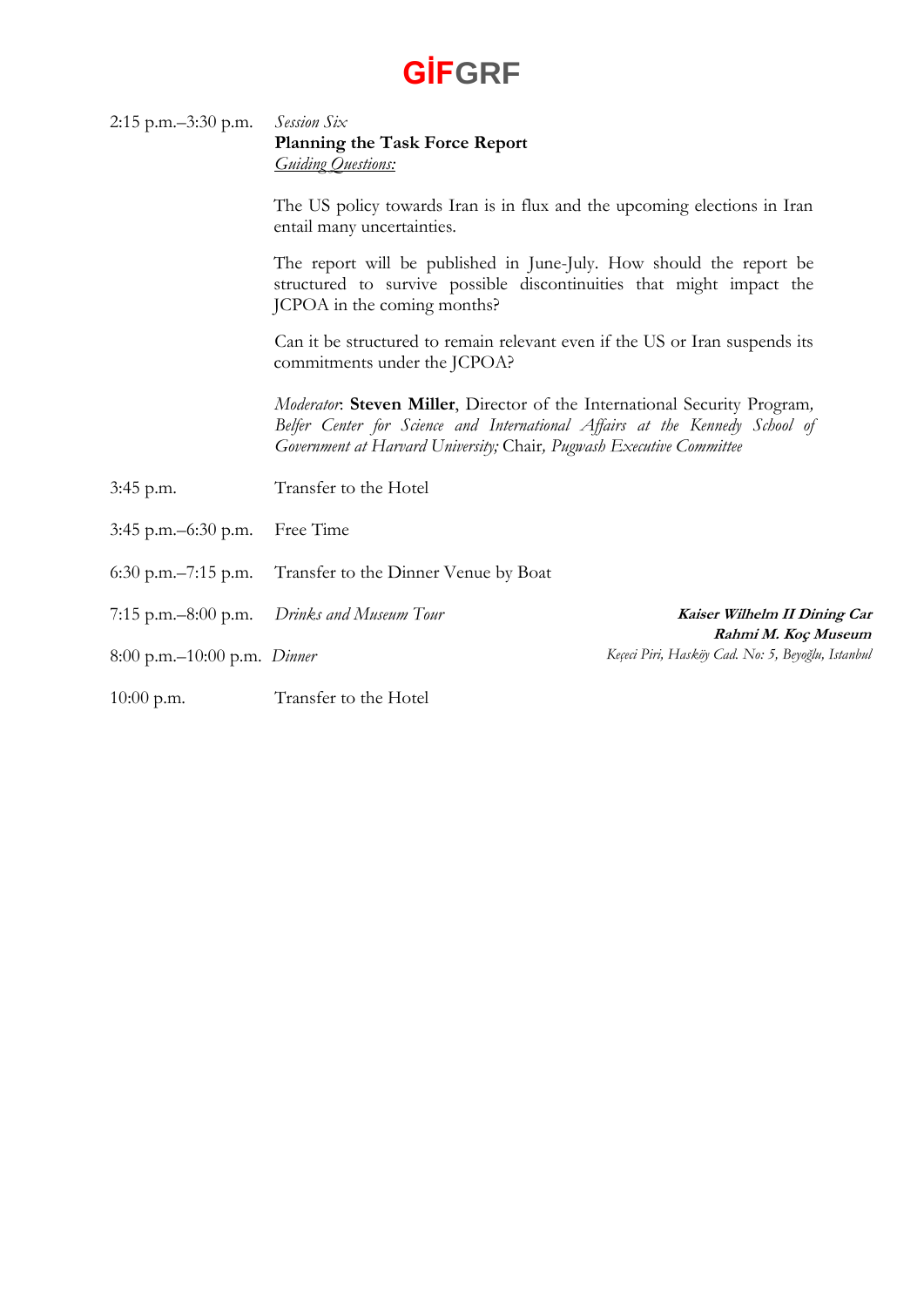GİFGRF

2:15 p.m.–3:30 p.m. *Session Six*

**Planning the Task Force Report**

*Guiding Questions:*

The US policy towards Iran is in flux and the upcoming elections in Iran entail many uncertainties.

The report will be published in June-July. How should the report be structured to survive possible discontinuities that might impact the JCPOA in the coming months?

Can it be structured to remain relevant even if the US or Iran suspends its commitments under the JCPOA?

*Moderator*: **Steven Miller**, Director of the International Security Program*, Belfer Center for Science and International Affairs at the Kennedy School of Government at Harvard University;* Chair*, Pugwash Executive Committee*

3:45 p.m. Transfer to the Hotel

3:45 p.m.–6:30 p.m. Free Time

6:30 p.m.–7:15 p.m. Transfer to the Dinner Venue by Boat

7:15 p.m.–8:00 p.m. *Drinks and Museum Tour*

8:00 p.m.–10:00 p.m. *Dinner*

***Kaiser Wilhelm II Dining Car***
***Rahmi M. Koç Museum***
*Keçeci Piri, Hasköy Cad. No: 5, Beyoğlu, Istanbul*

10:00 p.m. Transfer to the Hotel